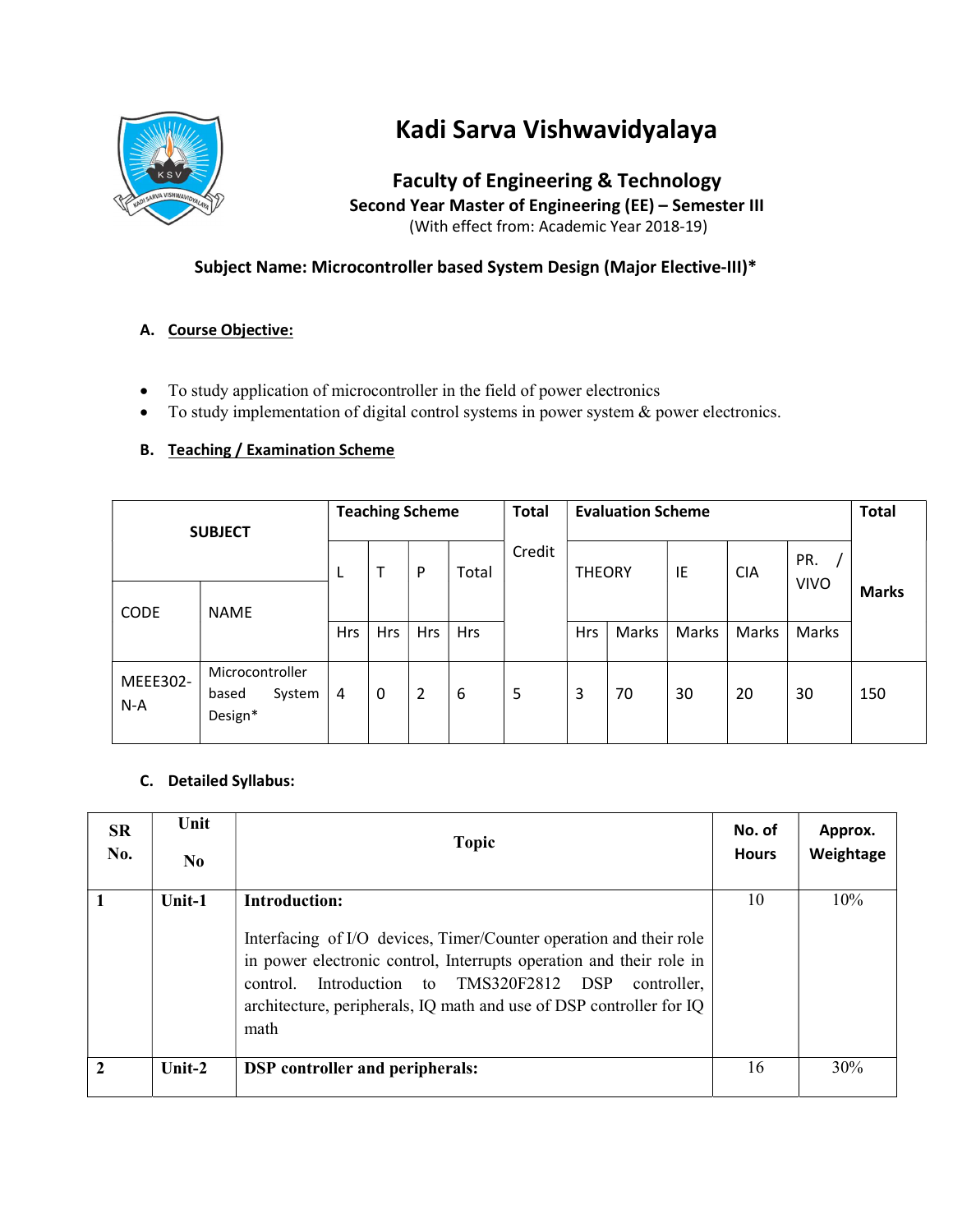# Kadi Sarva Vishwavidyalaya

## Faculty of Engineering & Technology

**Second Year Master of Engineering (EE) – Semester III**

(With effect from: Academic Year 2018-19)

**Subject Name: Microcontroller based System Design (Major Elective-III)***

### A. Course Objective:

- To study application of microcontroller in the field of power electronics
- To study implementation of digital control systems in power system & power electronics.

### B. Teaching / Examination Scheme

| SUBJECT | | Teaching Scheme | | | | Total Credit | Evaluation Scheme | | | | | Total Marks |
|---|---|---|---|---|---|---|---|---|---|---|---|---|
| | | L | T | P | Total | | THEORY | | IE | CIA | PR. / VIVO | |
| CODE | NAME | Hrs | Hrs | Hrs | Hrs | | Hrs | Marks | Marks | Marks | Marks | |
| MEEE302-N-A | Microcontroller based System Design* | 4 | 0 | 2 | 6 | 5 | 3 | 70 | 30 | 20 | 30 | 150 |

### C. Detailed Syllabus:

| SR No. | Unit No | Topic | No. of Hours | Approx. Weightage |
|---|---|---|---|---|
| 1 | Unit-1 | **Introduction:** Interfacing of I/O devices, Timer/Counter operation and their role in power electronic control, Interrupts operation and their role in control. Introduction to TMS320F2812 DSP controller, architecture, peripherals, IQ math and use of DSP controller for IQ math | 10 | 10% |
| 2 | Unit-2 | **DSP controller and peripherals:** | 16 | 30% |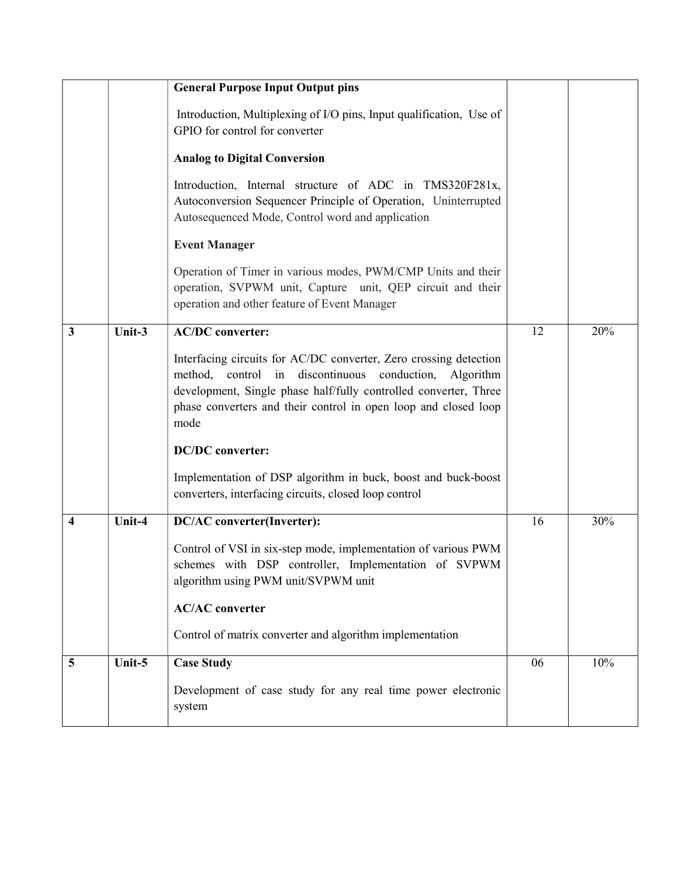|   |   |   |   |   |
|---|---|---|---|---|
| | | **General Purpose Input Output pins**<br><br>Introduction, Multiplexing of I/O pins, Input qualification, Use of GPIO for control for converter<br><br>**Analog to Digital Conversion**<br><br>Introduction, Internal structure of ADC in TMS320F281x, Autoconversion Sequencer Principle of Operation, Uninterrupted Autosequenced Mode, Control word and application<br><br>**Event Manager**<br><br>Operation of Timer in various modes, PWM/CMP Units and their operation, SVPWM unit, Capture unit, QEP circuit and their operation and other feature of Event Manager | | |
| **3** | **Unit-3** | **AC/DC converter:**<br><br>Interfacing circuits for AC/DC converter, Zero crossing detection method, control in discontinuous conduction, Algorithm development, Single phase half/fully controlled converter, Three phase converters and their control in open loop and closed loop mode<br><br>**DC/DC converter:**<br><br>Implementation of DSP algorithm in buck, boost and buck-boost converters, interfacing circuits, closed loop control | 12 | 20% |
| **4** | **Unit-4** | **DC/AC converter(Inverter):**<br><br>Control of VSI in six-step mode, implementation of various PWM schemes with DSP controller, Implementation of SVPWM algorithm using PWM unit/SVPWM unit<br><br>**AC/AC converter**<br><br>Control of matrix converter and algorithm implementation | 16 | 30% |
| **5** | **Unit-5** | **Case Study**<br><br>Development of case study for any real time power electronic system | 06 | 10% |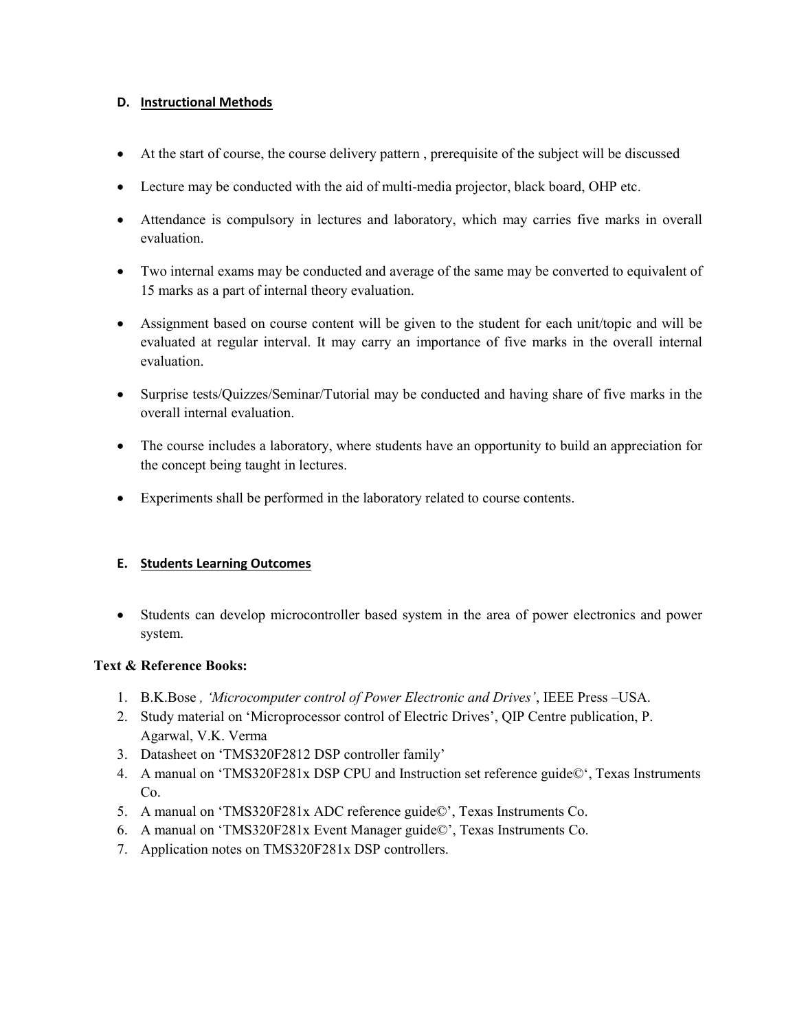#### D. Instructional Methods

- At the start of course, the course delivery pattern , prerequisite of the subject will be discussed
- Lecture may be conducted with the aid of multi-media projector, black board, OHP etc.
- Attendance is compulsory in lectures and laboratory, which may carries five marks in overall evaluation.
- Two internal exams may be conducted and average of the same may be converted to equivalent of 15 marks as a part of internal theory evaluation.
- Assignment based on course content will be given to the student for each unit/topic and will be evaluated at regular interval. It may carry an importance of five marks in the overall internal evaluation.
- Surprise tests/Quizzes/Seminar/Tutorial may be conducted and having share of five marks in the overall internal evaluation.
- The course includes a laboratory, where students have an opportunity to build an appreciation for the concept being taught in lectures.
- Experiments shall be performed in the laboratory related to course contents.

#### E. Students Learning Outcomes

- Students can develop microcontroller based system in the area of power electronics and power system.

**Text & Reference Books:**

1. B.K.Bose *, 'Microcomputer control of Power Electronic and Drives'*, IEEE Press –USA.
2. Study material on 'Microprocessor control of Electric Drives', QIP Centre publication, P. Agarwal, V.K. Verma
3. Datasheet on 'TMS320F2812 DSP controller family'
4. A manual on 'TMS320F281x DSP CPU and Instruction set reference guide©', Texas Instruments Co.
5. A manual on 'TMS320F281x ADC reference guide©', Texas Instruments Co.
6. A manual on 'TMS320F281x Event Manager guide©', Texas Instruments Co.
7. Application notes on TMS320F281x DSP controllers.